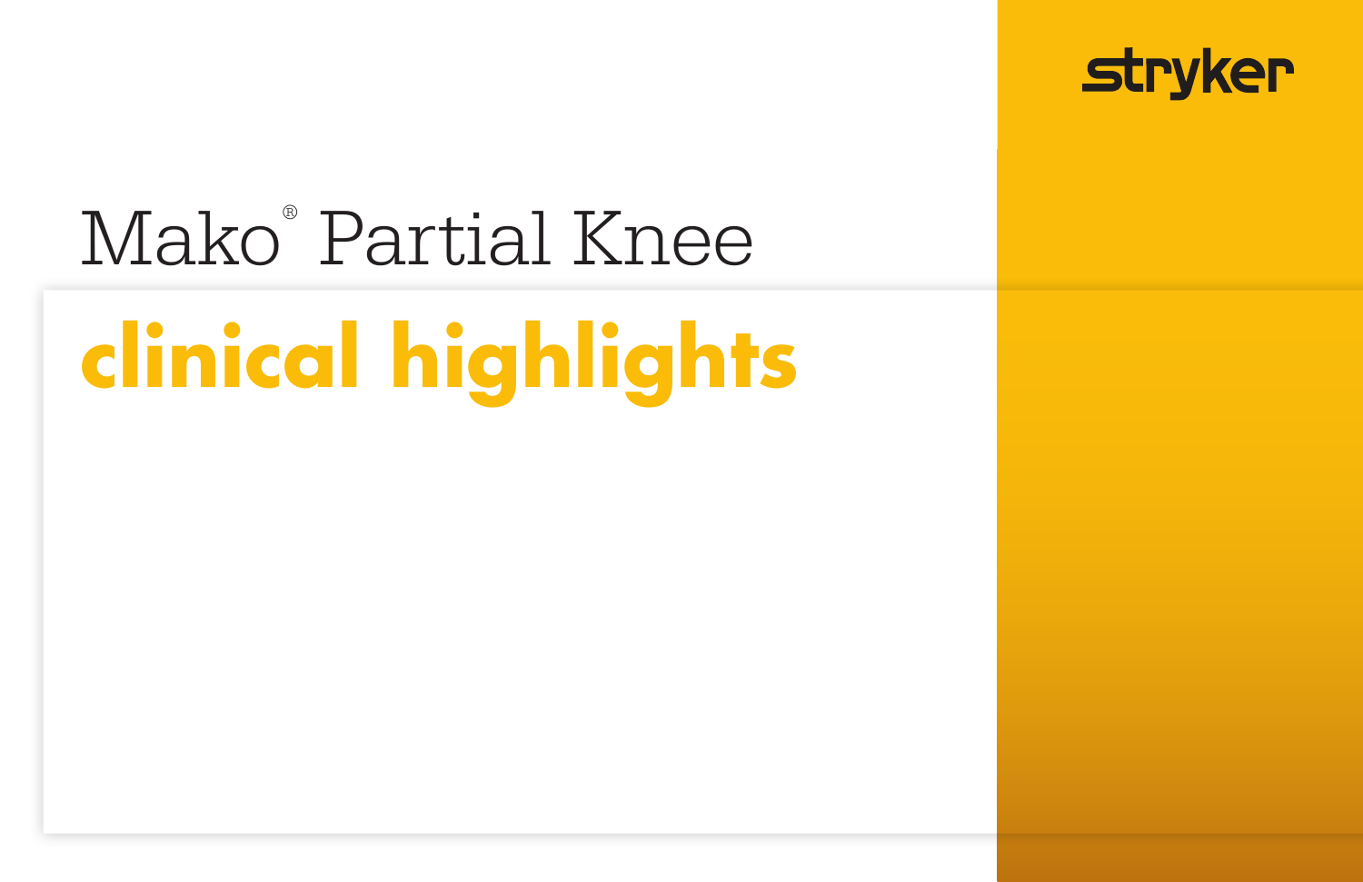stryker

# Mako® Partial Knee

## clinical highlights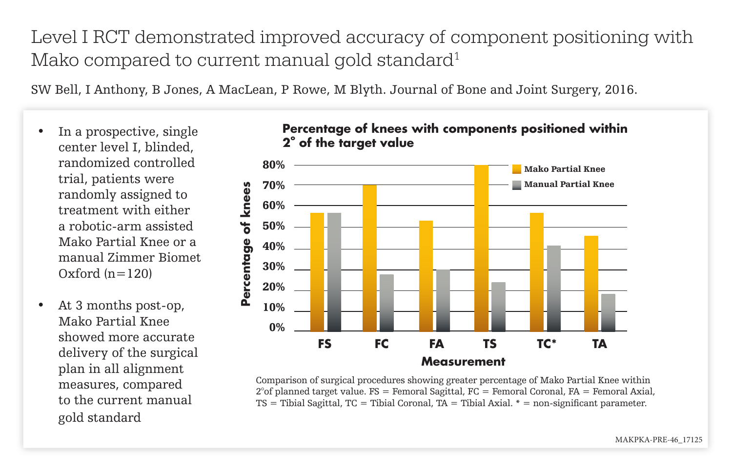# Level I RCT demonstrated improved accuracy of component positioning with Mako compared to current manual gold standard[1]

SW Bell, I Anthony, B Jones, A MacLean, P Rowe, M Blyth. Journal of Bone and Joint Surgery, 2016.

- In a prospective, single center level I, blinded, randomized controlled trial, patients were randomly assigned to treatment with either a robotic-arm assisted Mako Partial Knee or a manual Zimmer Biomet Oxford (n=120)
- At 3 months post-op, Mako Partial Knee showed more accurate delivery of the surgical plan in all alignment measures, compared to the current manual gold standard

**Percentage of knees with components positioned within 2° of the target value**

| Measurement | Mako Partial Knee | Manual Partial Knee |
|---|---|---|
| FS | ~57% | ~57% |
| FC | ~70% | ~28% |
| FA | ~53% | ~30% |
| TS | ~80% | ~24% |
| TC* | ~57% | ~41% |
| TA | ~46% | ~18% |

Comparison of surgical procedures showing greater percentage of Mako Partial Knee within 2°of planned target value. FS = Femoral Sagittal, FC = Femoral Coronal, FA = Femoral Axial, TS = Tibial Sagittal, TC = Tibial Coronal, TA = Tibial Axial. * = non-significant parameter.

MAKPKA-PRE-46_17125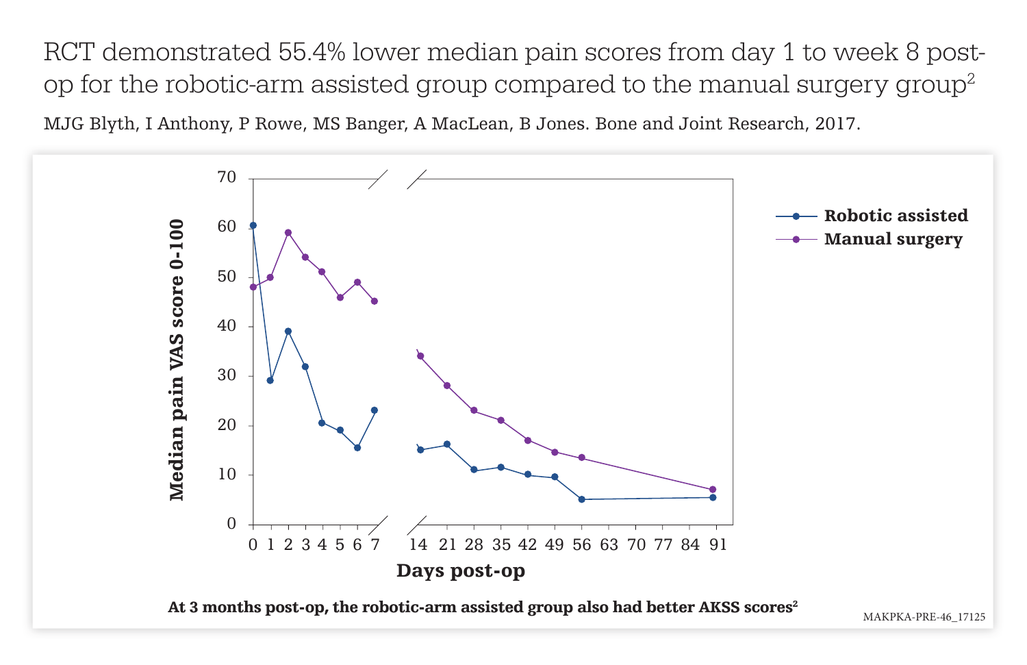# RCT demonstrated 55.4% lower median pain scores from day 1 to week 8 post-op for the robotic-arm assisted group compared to the manual surgery group[2]

MJG Blyth, I Anthony, P Rowe, MS Banger, A MacLean, B Jones. Bone and Joint Research, 2017.

**At 3 months post-op, the robotic-arm assisted group also had better AKSS scores[2]**

MAKPKA-PRE-46_17125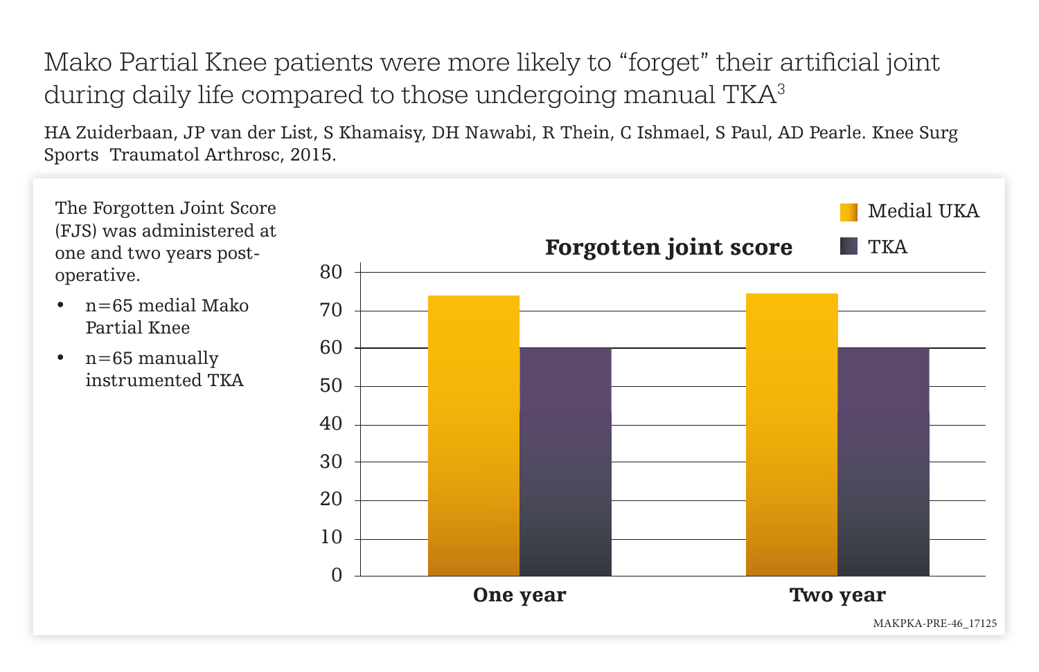# Mako Partial Knee patients were more likely to "forget" their artificial joint during daily life compared to those undergoing manual TKA[3]

HA Zuiderbaan, JP van der List, S Khamaisy, DH Nawabi, R Thein, C Ishmael, S Paul, AD Pearle. Knee Surg Sports Traumatol Arthrosc, 2015.

The Forgotten Joint Score (FJS) was administered at one and two years post-operative.

- n=65 medial Mako Partial Knee
- n=65 manually instrumented TKA

**Forgotten joint score**

Medial UKA

TKA

80
70
60
50
40
30
20
10
0

**One year**

**Two year**

MAKPKA-PRE-46_17125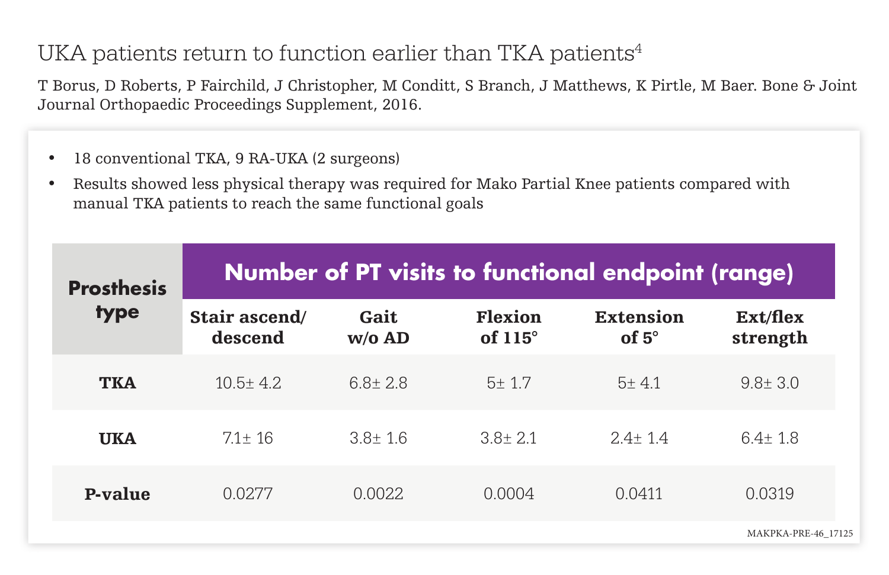# UKA patients return to function earlier than TKA patients[4]

T Borus, D Roberts, P Fairchild, J Christopher, M Conditt, S Branch, J Matthews, K Pirtle, M Baer. Bone & Joint Journal Orthopaedic Proceedings Supplement, 2016.

- 18 conventional TKA, 9 RA-UKA (2 surgeons)
- Results showed less physical therapy was required for Mako Partial Knee patients compared with manual TKA patients to reach the same functional goals

| Prosthesis type | Number of PT visits to functional endpoint (range) | | | | |
|---|---|---|---|---|---|
| | Stair ascend/ descend | Gait w/o AD | Flexion of 115° | Extension of 5° | Ext/flex strength |
| TKA | 10.5± 4.2 | 6.8± 2.8 | 5± 1.7 | 5± 4.1 | 9.8± 3.0 |
| UKA | 7.1± 16 | 3.8± 1.6 | 3.8± 2.1 | 2.4± 1.4 | 6.4± 1.8 |
| P-value | 0.0277 | 0.0022 | 0.0004 | 0.0411 | 0.0319 |

MAKPKA-PRE-46_17125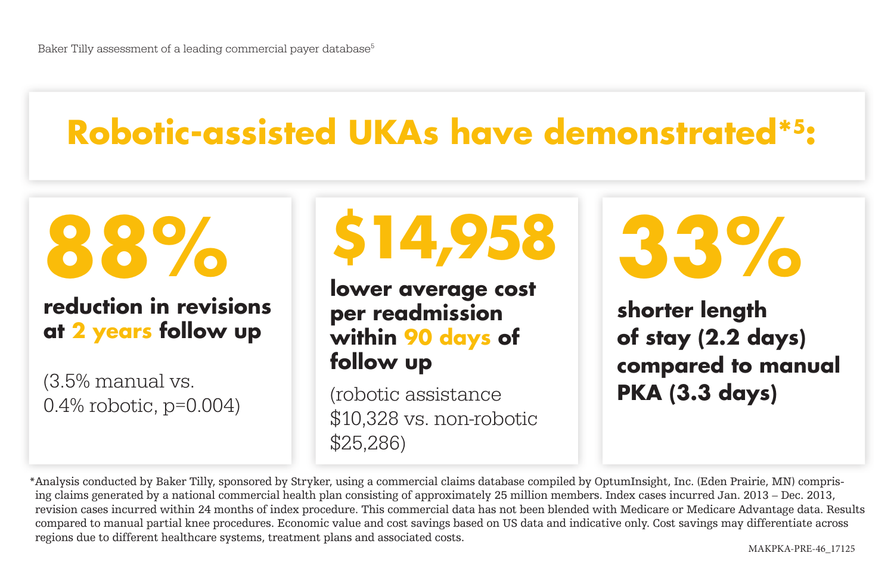Baker Tilly assessment of a leading commercial payer database[5]

# Robotic-assisted UKAs have demonstrated*[5]:

## 88%

**reduction in revisions at 2 years follow up**

(3.5% manual vs. 0.4% robotic, $p=0.004$)

## $14,958

**lower average cost per readmission within 90 days of follow up**

(robotic assistance $10,328 vs. non-robotic $25,286)

## 33%

**shorter length of stay (2.2 days) compared to manual PKA (3.3 days)**

*Analysis conducted by Baker Tilly, sponsored by Stryker, using a commercial claims database compiled by OptumInsight, Inc. (Eden Prairie, MN) comprising claims generated by a national commercial health plan consisting of approximately 25 million members. Index cases incurred Jan. 2013 – Dec. 2013, revision cases incurred within 24 months of index procedure. This commercial data has not been blended with Medicare or Medicare Advantage data. Results compared to manual partial knee procedures. Economic value and cost savings based on US data and indicative only. Cost savings may differentiate across regions due to different healthcare systems, treatment plans and associated costs.

MAKPKA-PRE-46_17125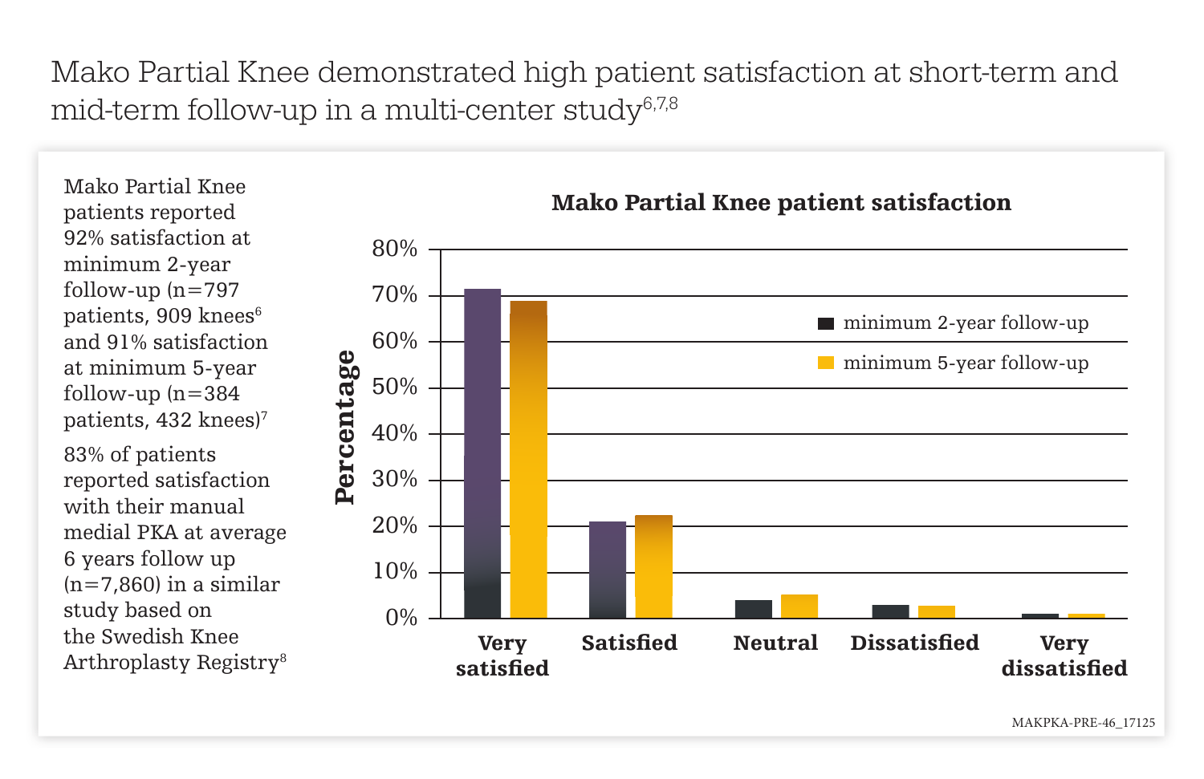# Mako Partial Knee demonstrated high patient satisfaction at short-term and mid-term follow-up in a multi-center study[6,7,8]

Mako Partial Knee patients reported 92% satisfaction at minimum 2-year follow-up (n=797 patients, 909 knees[6] and 91% satisfaction at minimum 5-year follow-up (n=384 patients, 432 knees)[7]

83% of patients reported satisfaction with their manual medial PKA at average 6 years follow up (n=7,860) in a similar study based on the Swedish Knee Arthroplasty Registry[8]

**Mako Partial Knee patient satisfaction**

| Percentage | Very satisfied | Satisfied | Neutral | Dissatisfied | Very dissatisfied |
|---|---|---|---|---|---|
| minimum 2-year follow-up | ~71% | ~21% | ~4% | ~3% | ~1% |
| minimum 5-year follow-up | ~69% | ~22% | ~5% | ~3% | ~1% |

MAKPKA-PRE-46_17125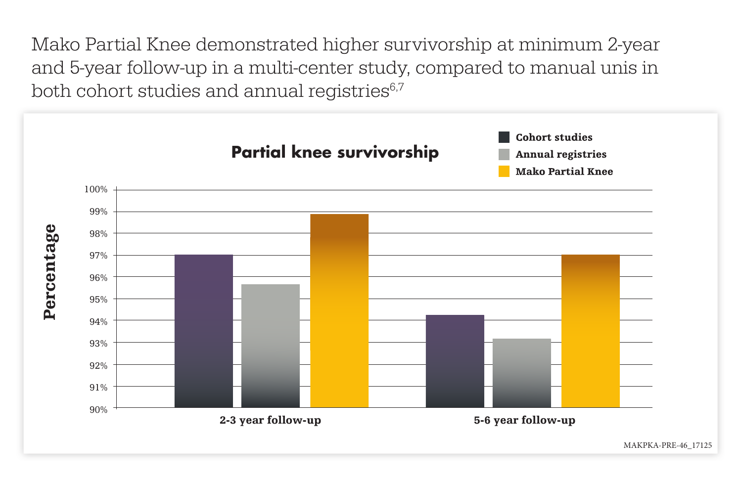Mako Partial Knee demonstrated higher survivorship at minimum 2-year and 5-year follow-up in a multi-center study, compared to manual unis in both cohort studies and annual registries[6,7]

**Partial knee survivorship**

- Cohort studies
- Annual registries
- Mako Partial Knee

Percentage

100%
99%
98%
97%
96%
95%
94%
93%
92%
91%
90%

2-3 year follow-up

5-6 year follow-up

MAKPKA-PRE-46_17125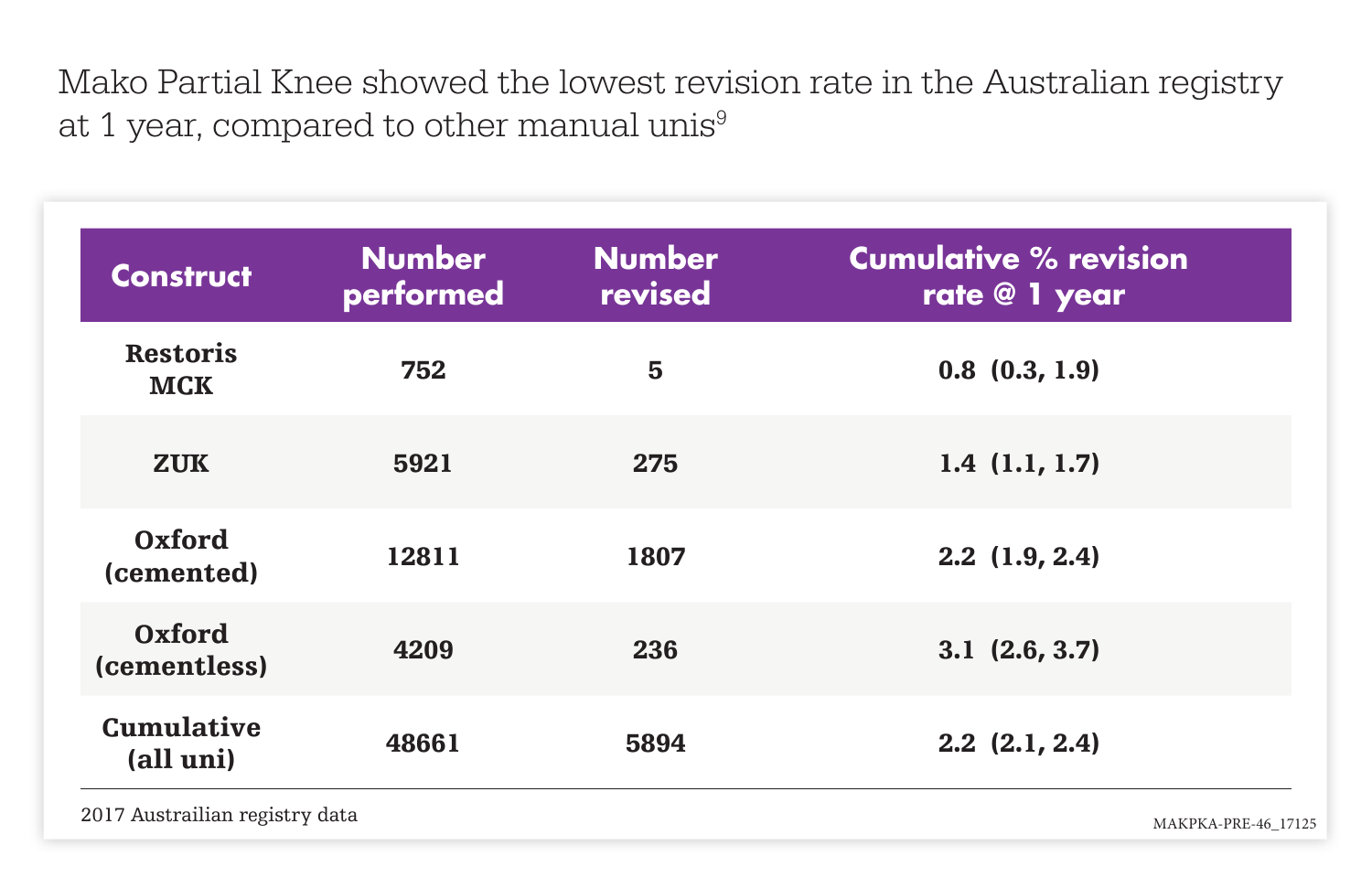Mako Partial Knee showed the lowest revision rate in the Australian registry at 1 year, compared to other manual unis[9]

| Construct | Number performed | Number revised | Cumulative % revision rate @ 1 year |
|---|---|---|---|
| Restoris MCK | 752 | 5 | 0.8 (0.3, 1.9) |
| ZUK | 5921 | 275 | 1.4 (1.1, 1.7) |
| Oxford (cemented) | 12811 | 1807 | 2.2 (1.9, 2.4) |
| Oxford (cementless) | 4209 | 236 | 3.1 (2.6, 3.7) |
| Cumulative (all uni) | 48661 | 5894 | 2.2 (2.1, 2.4) |

2017 Austrailian registry data

MAKPKA-PRE-46_17125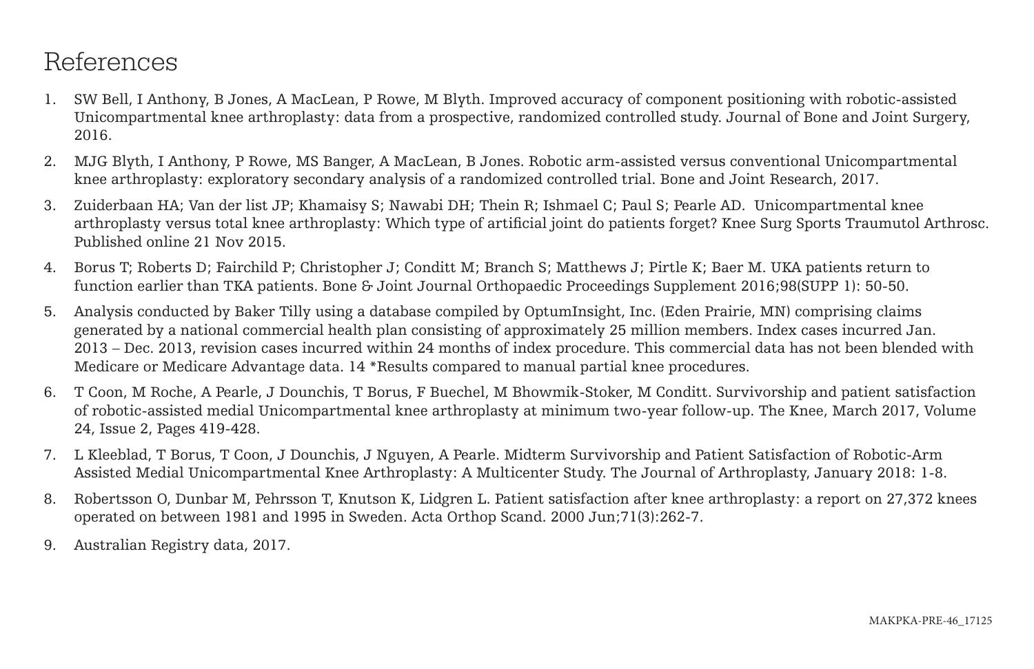# References

1. SW Bell, I Anthony, B Jones, A MacLean, P Rowe, M Blyth. Improved accuracy of component positioning with robotic-assisted Unicompartmental knee arthroplasty: data from a prospective, randomized controlled study. Journal of Bone and Joint Surgery, 2016.
2. MJG Blyth, I Anthony, P Rowe, MS Banger, A MacLean, B Jones. Robotic arm-assisted versus conventional Unicompartmental knee arthroplasty: exploratory secondary analysis of a randomized controlled trial. Bone and Joint Research, 2017.
3. Zuiderbaan HA; Van der list JP; Khamaisy S; Nawabi DH; Thein R; Ishmael C; Paul S; Pearle AD. Unicompartmental knee arthroplasty versus total knee arthroplasty: Which type of artificial joint do patients forget? Knee Surg Sports Traumutol Arthrosc. Published online 21 Nov 2015.
4. Borus T; Roberts D; Fairchild P; Christopher J; Conditt M; Branch S; Matthews J; Pirtle K; Baer M. UKA patients return to function earlier than TKA patients. Bone & Joint Journal Orthopaedic Proceedings Supplement 2016;98(SUPP 1): 50-50.
5. Analysis conducted by Baker Tilly using a database compiled by OptumInsight, Inc. (Eden Prairie, MN) comprising claims generated by a national commercial health plan consisting of approximately 25 million members. Index cases incurred Jan. 2013 – Dec. 2013, revision cases incurred within 24 months of index procedure. This commercial data has not been blended with Medicare or Medicare Advantage data. 14 *Results compared to manual partial knee procedures.
6. T Coon, M Roche, A Pearle, J Dounchis, T Borus, F Buechel, M Bhowmik-Stoker, M Conditt. Survivorship and patient satisfaction of robotic-assisted medial Unicompartmental knee arthroplasty at minimum two-year follow-up. The Knee, March 2017, Volume 24, Issue 2, Pages 419-428.
7. L Kleeblad, T Borus, T Coon, J Dounchis, J Nguyen, A Pearle. Midterm Survivorship and Patient Satisfaction of Robotic-Arm Assisted Medial Unicompartmental Knee Arthroplasty: A Multicenter Study. The Journal of Arthroplasty, January 2018: 1-8.
8. Robertsson O, Dunbar M, Pehrsson T, Knutson K, Lidgren L. Patient satisfaction after knee arthroplasty: a report on 27,372 knees operated on between 1981 and 1995 in Sweden. Acta Orthop Scand. 2000 Jun;71(3):262-7.
9. Australian Registry data, 2017.

MAKPKA-PRE-46_17125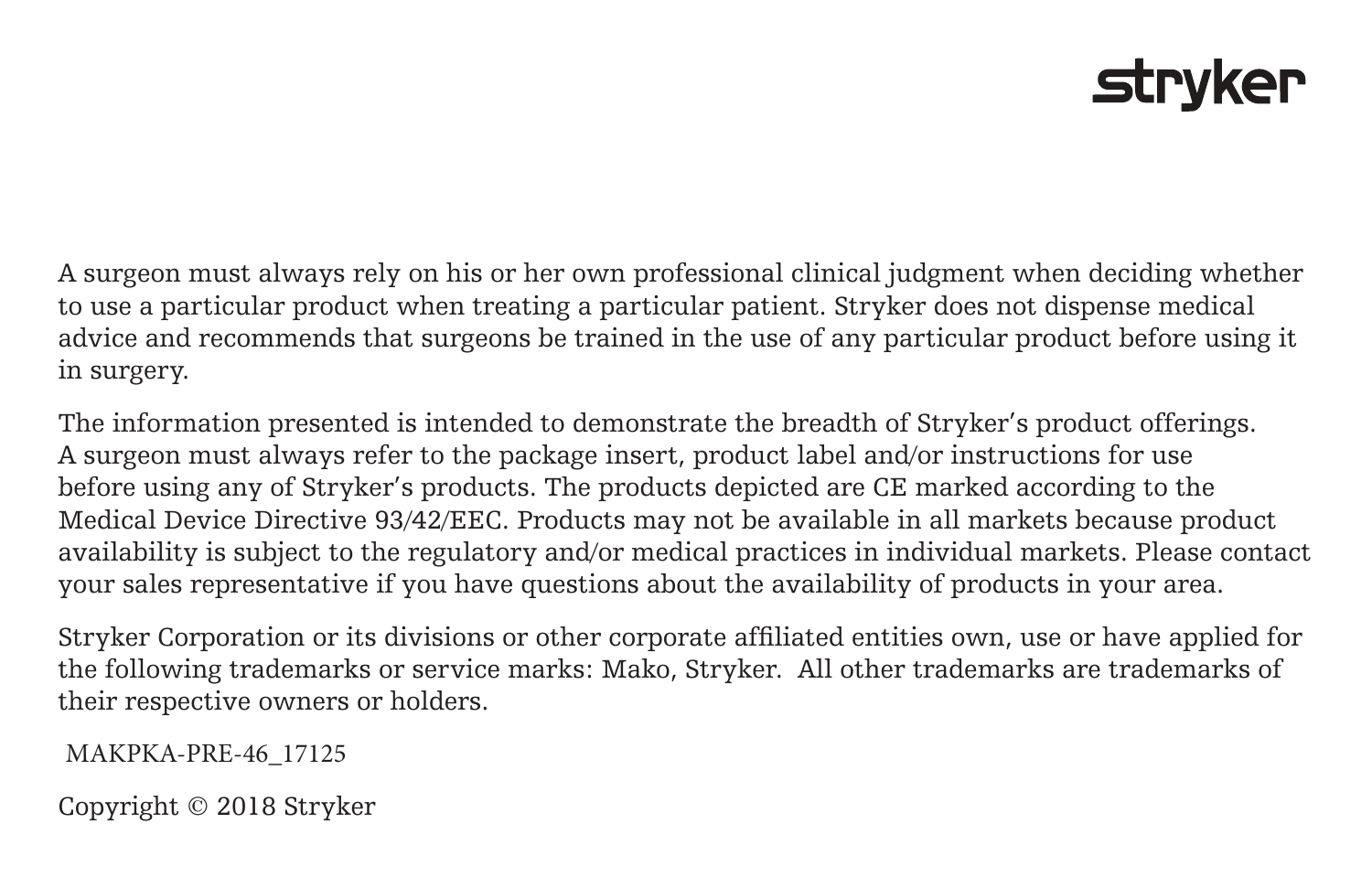stryker

A surgeon must always rely on his or her own professional clinical judgment when deciding whether to use a particular product when treating a particular patient. Stryker does not dispense medical advice and recommends that surgeons be trained in the use of any particular product before using it in surgery.

The information presented is intended to demonstrate the breadth of Stryker's product offerings. A surgeon must always refer to the package insert, product label and/or instructions for use before using any of Stryker's products. The products depicted are CE marked according to the Medical Device Directive 93/42/EEC. Products may not be available in all markets because product availability is subject to the regulatory and/or medical practices in individual markets. Please contact your sales representative if you have questions about the availability of products in your area.

Stryker Corporation or its divisions or other corporate affiliated entities own, use or have applied for the following trademarks or service marks: Mako, Stryker. All other trademarks are trademarks of their respective owners or holders.

MAKPKA-PRE-46_17125

Copyright © 2018 Stryker